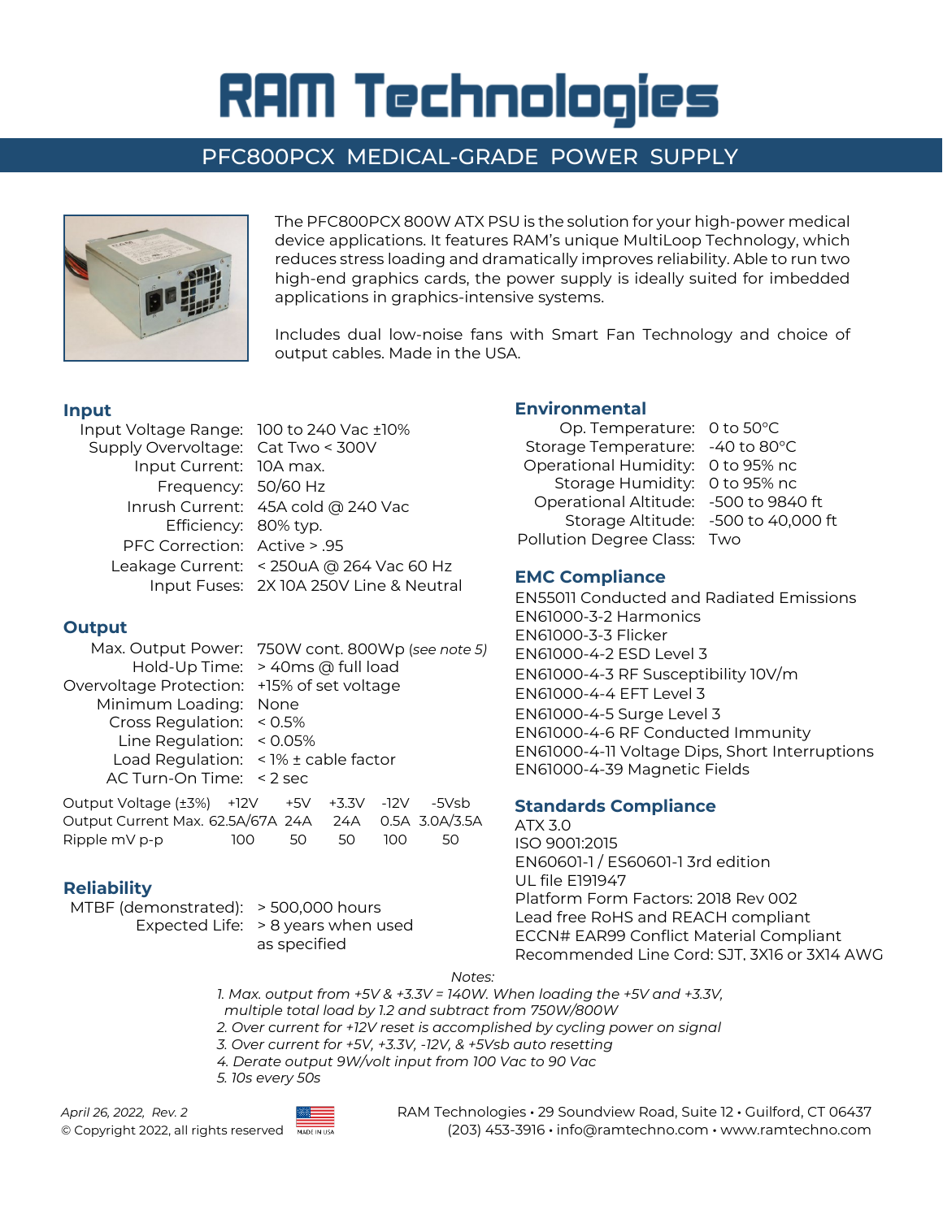# RAM Technologies

## PFC800PCX MEDICAL-GRADE POWER SUPPLY

The PFC800PCX 800W ATX PSU is the solution for your high-power medical device applications. It features RAM's unique MultiLoop Technology, which reduces stress loading and dramatically improves reliability. Able to run two high-end graphics cards, the power supply is ideally suited for imbedded applications in graphics-intensive systems.

Includes dual low-noise fans with Smart Fan Technology and choice of output cables. Made in the USA.

### Input

| | |
|---|---|
| Input Voltage Range: | 100 to 240 Vac ±10% |
| Supply Overvoltage: | Cat Two < 300V |
| Input Current: | 10A max. |
| Frequency: | 50/60 Hz |
| Inrush Current: | 45A cold @ 240 Vac |
| Efficiency: | 80% typ. |
| PFC Correction: | Active > .95 |
| Leakage Current: | < 250uA @ 264 Vac 60 Hz |
| Input Fuses: | 2X 10A 250V Line & Neutral |

### Output

| | |
|---|---|
| Max. Output Power: | 750W cont. 800Wp *(see note 5)* |
| Hold-Up Time: | > 40ms @ full load |
| Overvoltage Protection: | +15% of set voltage |
| Minimum Loading: | None |
| Cross Regulation: | < 0.5% |
| Line Regulation: | < 0.05% |
| Load Regulation: | < 1% ± cable factor |
| AC Turn-On Time: | < 2 sec |

| Output Voltage (±3%) | +12V | +5V | +3.3V | -12V | -5Vsb |
|---|---|---|---|---|---|
| Output Current Max. | 62.5A/67A | 24A | 24A | 0.5A | 3.0A/3.5A |
| Ripple mV p-p | 100 | 50 | 50 | 100 | 50 |

### Reliability

| | |
|---|---|
| MTBF (demonstrated): | > 500,000 hours |
| Expected Life: | > 8 years when used as specified |

### Environmental

| | |
|---|---|
| Op. Temperature: | 0 to 50°C |
| Storage Temperature: | -40 to 80°C |
| Operational Humidity: | 0 to 95% nc |
| Storage Humidity: | 0 to 95% nc |
| Operational Altitude: | -500 to 9840 ft |
| Storage Altitude: | -500 to 40,000 ft |
| Pollution Degree Class: | Two |

### EMC Compliance

EN55011 Conducted and Radiated Emissions
EN61000-3-2 Harmonics
EN61000-3-3 Flicker
EN61000-4-2 ESD Level 3
EN61000-4-3 RF Susceptibility 10V/m
EN61000-4-4 EFT Level 3
EN61000-4-5 Surge Level 3
EN61000-4-6 RF Conducted Immunity
EN61000-4-11 Voltage Dips, Short Interruptions
EN61000-4-39 Magnetic Fields

### Standards Compliance

ATX 3.0
ISO 9001:2015
EN60601-1 / ES60601-1 3rd edition
UL file E191947
Platform Form Factors: 2018 Rev 002
Lead free RoHS and REACH compliant
ECCN# EAR99 Conflict Material Compliant
Recommended Line Cord: SJT, 3X16 or 3X14 AWG

*Notes:*

*1. Max. output from +5V & +3.3V = 140W. When loading the +5V and +3.3V, multiple total load by 1.2 and subtract from 750W/800W*
*2. Over current for +12V reset is accomplished by cycling power on signal*
*3. Over current for +5V, +3.3V, -12V, & +5Vsb auto resetting*
*4. Derate output 9W/volt input from 100 Vac to 90 Vac*
*5. 10s every 50s*

*April 26, 2022, Rev. 2*
© Copyright 2022, all rights reserved

MADE IN USA

RAM Technologies • 29 Soundview Road, Suite 12 • Guilford, CT 06437
(203) 453-3916 • info@ramtechno.com • www.ramtechno.com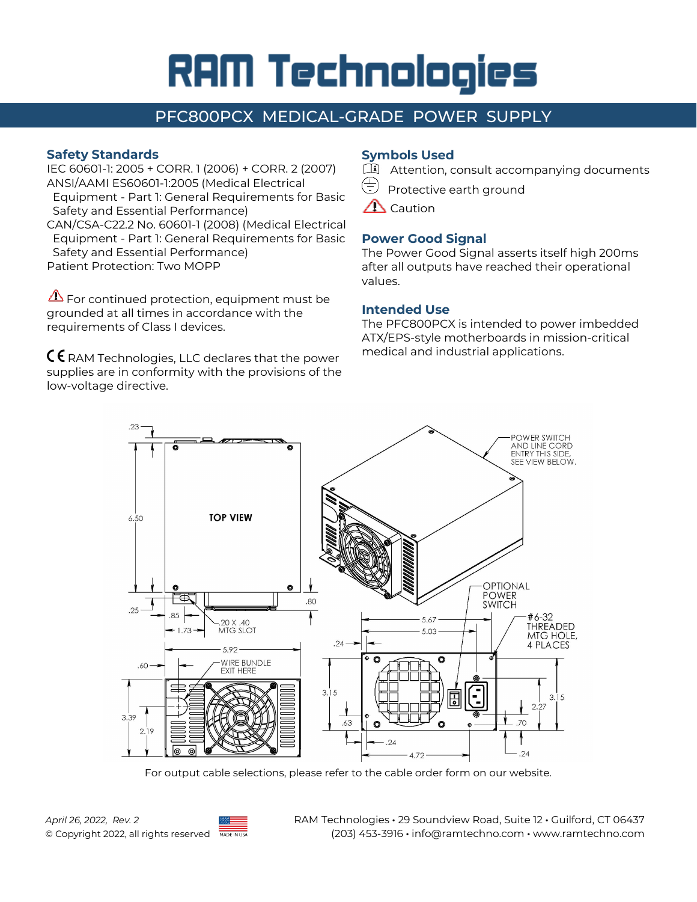# RAM Technologies

## PFC800PCX MEDICAL-GRADE POWER SUPPLY

### Safety Standards

IEC 60601-1: 2005 + CORR. 1 (2006) + CORR. 2 (2007)
ANSI/AAMI ES60601-1:2005 (Medical Electrical Equipment - Part 1: General Requirements for Basic Safety and Essential Performance)
CAN/CSA-C22.2 No. 60601-1 (2008) (Medical Electrical Equipment - Part 1: General Requirements for Basic Safety and Essential Performance)
Patient Protection: Two MOPP

⚠ For continued protection, equipment must be grounded at all times in accordance with the requirements of Class I devices.

CE RAM Technologies, LLC declares that the power supplies are in conformity with the provisions of the low-voltage directive.

### Symbols Used

- Attention, consult accompanying documents
- Protective earth ground
- Caution

### Power Good Signal

The Power Good Signal asserts itself high 200ms after all outputs have reached their operational values.

### Intended Use

The PFC800PCX is intended to power imbedded ATX/EPS-style motherboards in mission-critical medical and industrial applications.

.23
6.50
TOP VIEW
.25
.85
1.73
.20 X .40
MTG SLOT
.80
5.92
.60
WIRE BUNDLE
EXIT HERE
3.39
2.19
POWER SWITCH
AND LINE CORD
ENTRY THIS SIDE,
SEE VIEW BELOW.
OPTIONAL
POWER
SWITCH
5.67
5.03
#6-32
THREADED
MTG HOLE,
4 PLACES
.24
3.15
.63
.24
4.72
3.15
2.27
.70
.24

For output cable selections, please refer to the cable order form on our website.

*April 26, 2022, Rev. 2*
© Copyright 2022, all rights reserved
MADE IN USA

RAM Technologies • 29 Soundview Road, Suite 12 • Guilford, CT 06437
(203) 453-3916 • info@ramtechno.com • www.ramtechno.com